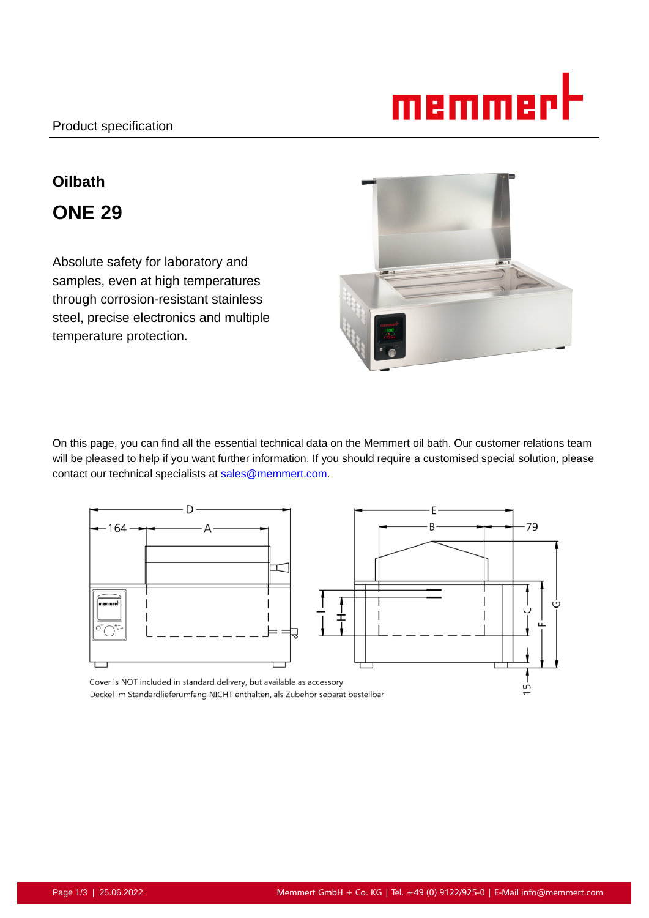Product specification

# Oilbath

# ONE 29

Absolute safety for laboratory and samples, even at high temperatures through corrosion-resistant stainless steel, precise electronics and multiple temperature protection.

On this page, you can find all the essential technical data on the Memmert oil bath. Our customer relations team will be pleased to help if you want further information. If you should require a customised special solution, please contact our technical specialists at sales@memmert.com.

Cover is NOT included in standard delivery, but available as accessory
Deckel im Standardlieferumfang NICHT enthalten, als Zubehör separat bestellbar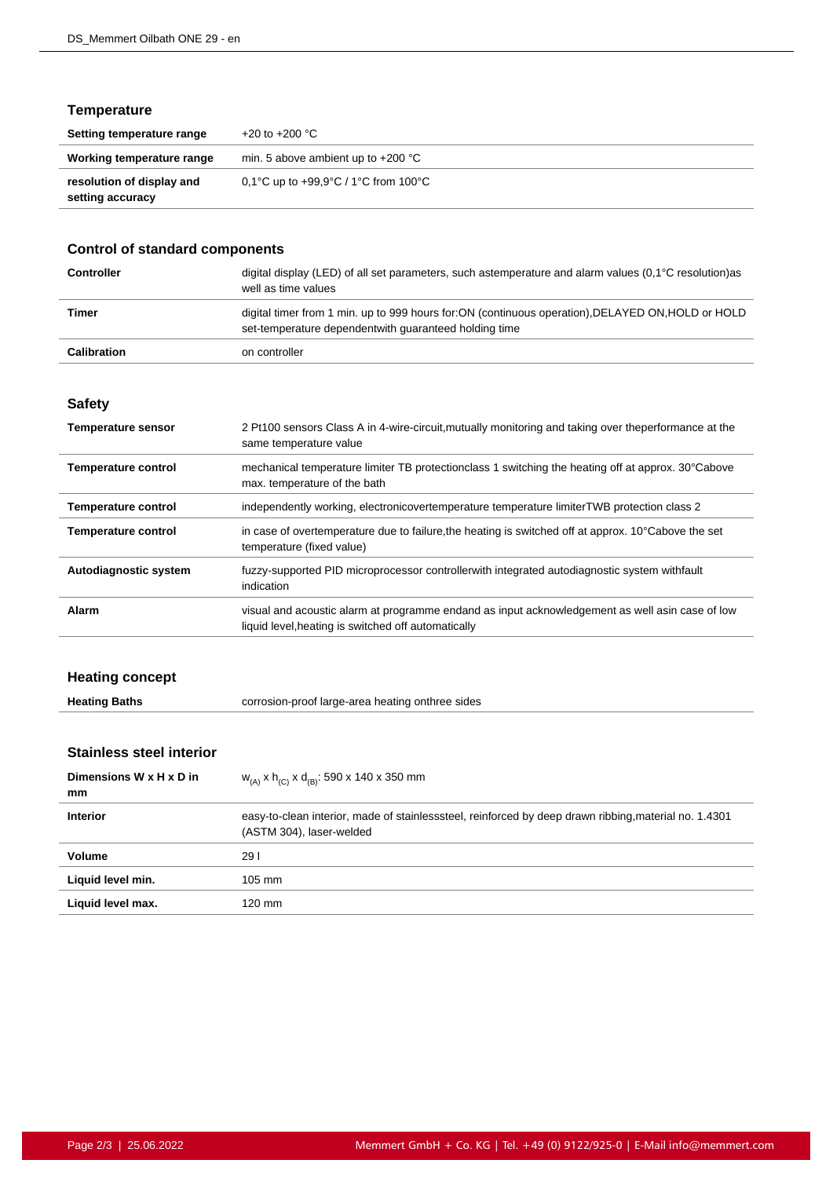## Temperature

| | |
|---|---|
| **Setting temperature range** | +20 to +200 °C |
| **Working temperature range** | min. 5 above ambient up to +200 °C |
| **resolution of display and setting accuracy** | 0,1°C up to +99,9°C / 1°C from 100°C |

## Control of standard components

| | |
|---|---|
| **Controller** | digital display (LED) of all set parameters, such astemperature and alarm values (0,1°C resolution)as well as time values |
| **Timer** | digital timer from 1 min. up to 999 hours for:ON (continuous operation),DELAYED ON,HOLD or HOLD set-temperature dependentwith guaranteed holding time |
| **Calibration** | on controller |

## Safety

| | |
|---|---|
| **Temperature sensor** | 2 Pt100 sensors Class A in 4-wire-circuit,mutually monitoring and taking over theperformance at the same temperature value |
| **Temperature control** | mechanical temperature limiter TB protectionclass 1 switching the heating off at approx. 30°Cabove max. temperature of the bath |
| **Temperature control** | independently working, electronicovertemperature temperature limiterTWB protection class 2 |
| **Temperature control** | in case of overtemperature due to failure,the heating is switched off at approx. 10°Cabove the set temperature (fixed value) |
| **Autodiagnostic system** | fuzzy-supported PID microprocessor controllerwith integrated autodiagnostic system withfault indication |
| **Alarm** | visual and acoustic alarm at programme endand as input acknowledgement as well asin case of low liquid level,heating is switched off automatically |

## Heating concept

| | |
|---|---|
| **Heating Baths** | corrosion-proof large-area heating onthree sides |

## Stainless steel interior

| | |
|---|---|
| **Dimensions W x H x D in mm** | $w_{(A)}$ x $h_{(C)}$ x $d_{(B)}$: 590 x 140 x 350 mm |
| **Interior** | easy-to-clean interior, made of stainlesssteel, reinforced by deep drawn ribbing,material no. 1.4301 (ASTM 304), laser-welded |
| **Volume** | 29 l |
| **Liquid level min.** | 105 mm |
| **Liquid level max.** | 120 mm |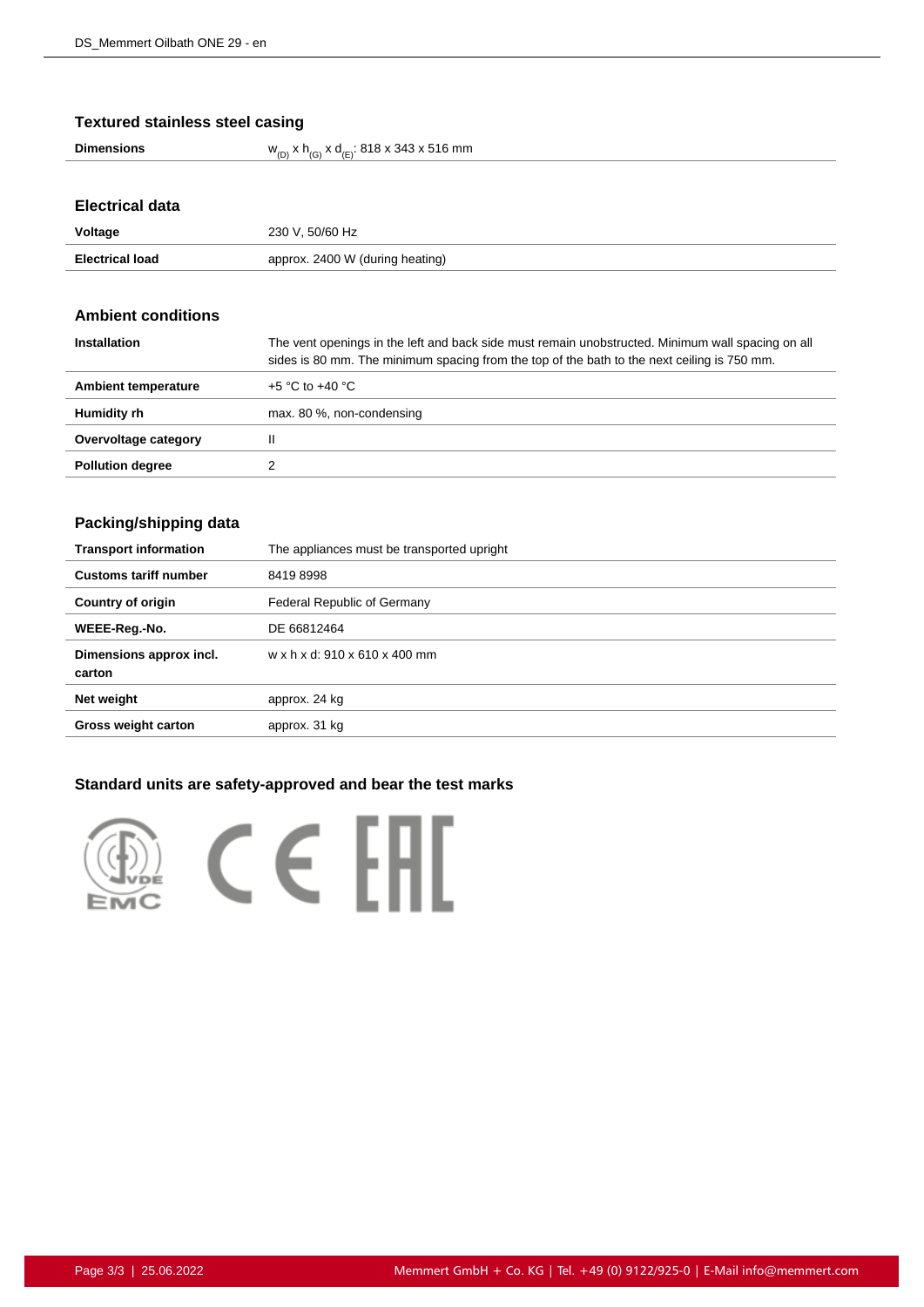## Textured stainless steel casing

| | |
|---|---|
| **Dimensions** | $w_{(D)}$ x $h_{(G)}$ x $d_{(E)}$: 818 x 343 x 516 mm |

## Electrical data

| | |
|---|---|
| **Voltage** | 230 V, 50/60 Hz |
| **Electrical load** | approx. 2400 W (during heating) |

## Ambient conditions

| | |
|---|---|
| **Installation** | The vent openings in the left and back side must remain unobstructed. Minimum wall spacing on all sides is 80 mm. The minimum spacing from the top of the bath to the next ceiling is 750 mm. |
| **Ambient temperature** | +5 °C to +40 °C |
| **Humidity rh** | max. 80 %, non-condensing |
| **Overvoltage category** | II |
| **Pollution degree** | 2 |

## Packing/shipping data

| | |
|---|---|
| **Transport information** | The appliances must be transported upright |
| **Customs tariff number** | 8419 8998 |
| **Country of origin** | Federal Republic of Germany |
| **WEEE-Reg.-No.** | DE 66812464 |
| **Dimensions approx incl. carton** | w x h x d: 910 x 610 x 400 mm |
| **Net weight** | approx. 24 kg |
| **Gross weight carton** | approx. 31 kg |

## Standard units are safety-approved and bear the test marks